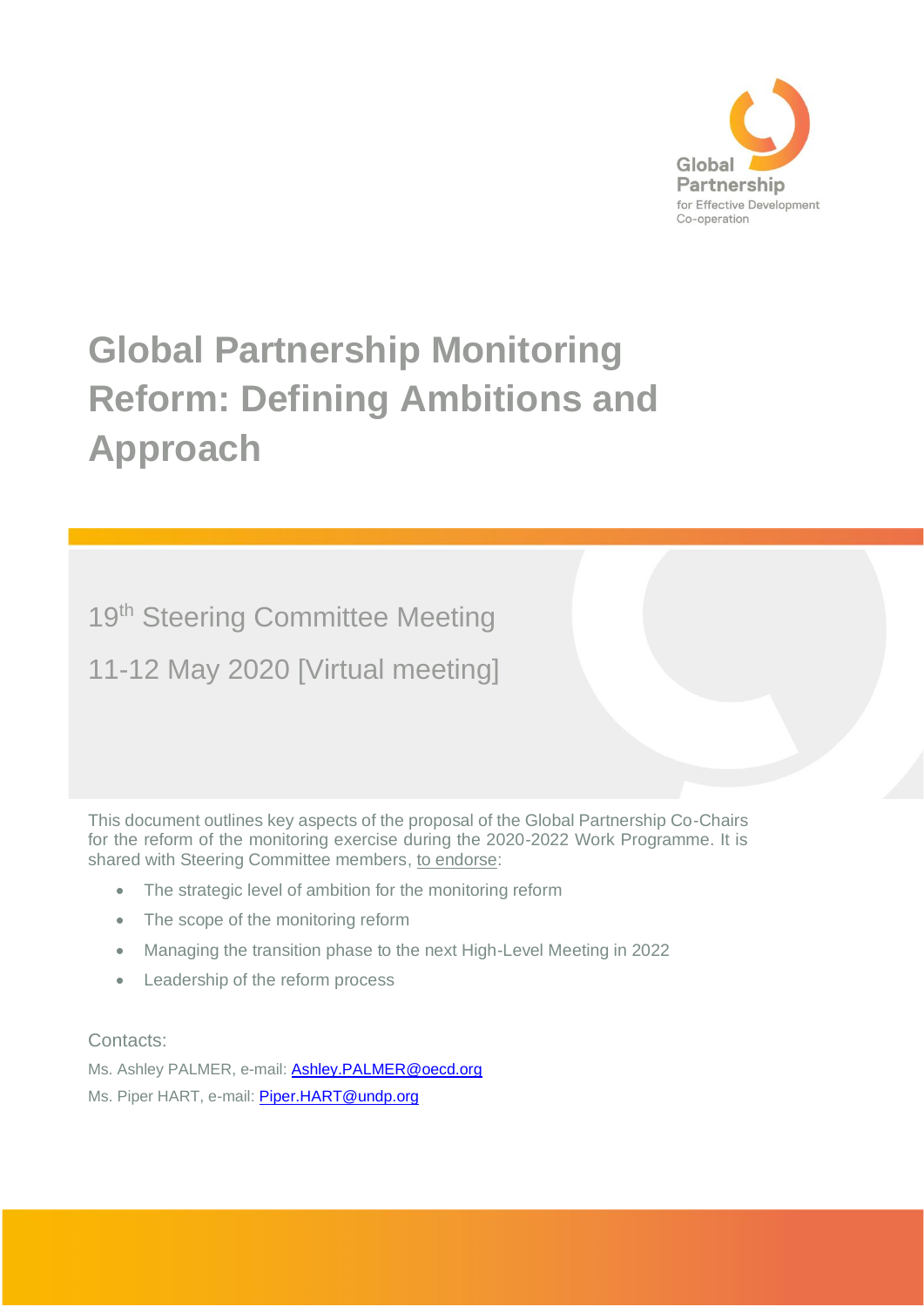Global Partnership for Effective Development Co-operation

# Global Partnership Monitoring Reform: Defining Ambitions and Approach

19th Steering Committee Meeting

11-12 May 2020 [Virtual meeting]

This document outlines key aspects of the proposal of the Global Partnership Co-Chairs for the reform of the monitoring exercise during the 2020-2022 Work Programme. It is shared with Steering Committee members, to endorse:

- The strategic level of ambition for the monitoring reform
- The scope of the monitoring reform
- Managing the transition phase to the next High-Level Meeting in 2022
- Leadership of the reform process

Contacts:

Ms. Ashley PALMER, e-mail: Ashley.PALMER@oecd.org

Ms. Piper HART, e-mail: Piper.HART@undp.org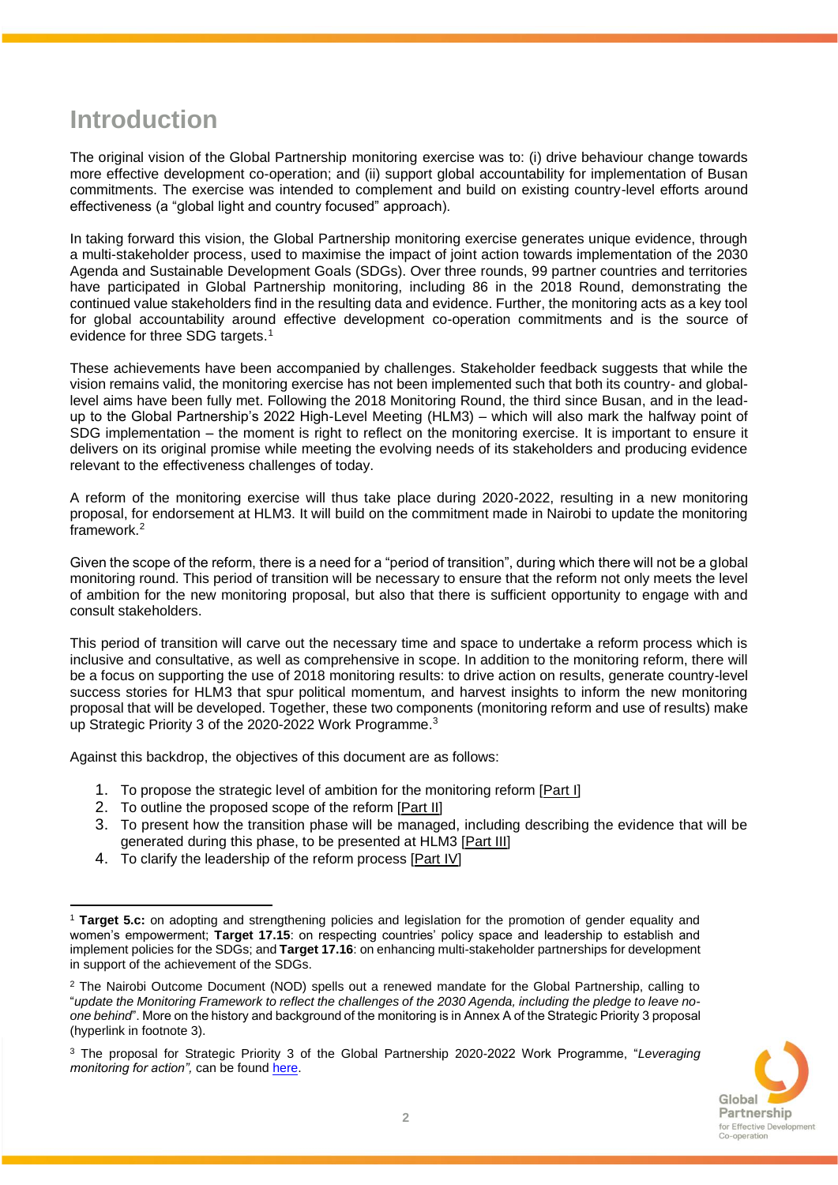# Introduction

The original vision of the Global Partnership monitoring exercise was to: (i) drive behaviour change towards more effective development co-operation; and (ii) support global accountability for implementation of Busan commitments. The exercise was intended to complement and build on existing country-level efforts around effectiveness (a "global light and country focused" approach).

In taking forward this vision, the Global Partnership monitoring exercise generates unique evidence, through a multi-stakeholder process, used to maximise the impact of joint action towards implementation of the 2030 Agenda and Sustainable Development Goals (SDGs). Over three rounds, 99 partner countries and territories have participated in Global Partnership monitoring, including 86 in the 2018 Round, demonstrating the continued value stakeholders find in the resulting data and evidence. Further, the monitoring acts as a key tool for global accountability around effective development co-operation commitments and is the source of evidence for three SDG targets.[1]

These achievements have been accompanied by challenges. Stakeholder feedback suggests that while the vision remains valid, the monitoring exercise has not been implemented such that both its country- and global-level aims have been fully met. Following the 2018 Monitoring Round, the third since Busan, and in the lead-up to the Global Partnership's 2022 High-Level Meeting (HLM3) – which will also mark the halfway point of SDG implementation – the moment is right to reflect on the monitoring exercise. It is important to ensure it delivers on its original promise while meeting the evolving needs of its stakeholders and producing evidence relevant to the effectiveness challenges of today.

A reform of the monitoring exercise will thus take place during 2020-2022, resulting in a new monitoring proposal, for endorsement at HLM3. It will build on the commitment made in Nairobi to update the monitoring framework.[2]

Given the scope of the reform, there is a need for a "period of transition", during which there will not be a global monitoring round. This period of transition will be necessary to ensure that the reform not only meets the level of ambition for the new monitoring proposal, but also that there is sufficient opportunity to engage with and consult stakeholders.

This period of transition will carve out the necessary time and space to undertake a reform process which is inclusive and consultative, as well as comprehensive in scope. In addition to the monitoring reform, there will be a focus on supporting the use of 2018 monitoring results: to drive action on results, generate country-level success stories for HLM3 that spur political momentum, and harvest insights to inform the new monitoring proposal that will be developed. Together, these two components (monitoring reform and use of results) make up Strategic Priority 3 of the 2020-2022 Work Programme.[3]

Against this backdrop, the objectives of this document are as follows:

1. To propose the strategic level of ambition for the monitoring reform [Part I]
2. To outline the proposed scope of the reform [Part II]
3. To present how the transition phase will be managed, including describing the evidence that will be generated during this phase, to be presented at HLM3 [Part III]
4. To clarify the leadership of the reform process [Part IV]

---

[1] **Target 5.c:** on adopting and strengthening policies and legislation for the promotion of gender equality and women's empowerment; **Target 17.15**: on respecting countries' policy space and leadership to establish and implement policies for the SDGs; and **Target 17.16**: on enhancing multi-stakeholder partnerships for development in support of the achievement of the SDGs.

[2] The Nairobi Outcome Document (NOD) spells out a renewed mandate for the Global Partnership, calling to "*update the Monitoring Framework to reflect the challenges of the 2030 Agenda, including the pledge to leave no-one behind*". More on the history and background of the monitoring is in Annex A of the Strategic Priority 3 proposal (hyperlink in footnote 3).

[3] The proposal for Strategic Priority 3 of the Global Partnership 2020-2022 Work Programme, "*Leveraging monitoring for action",* can be found here.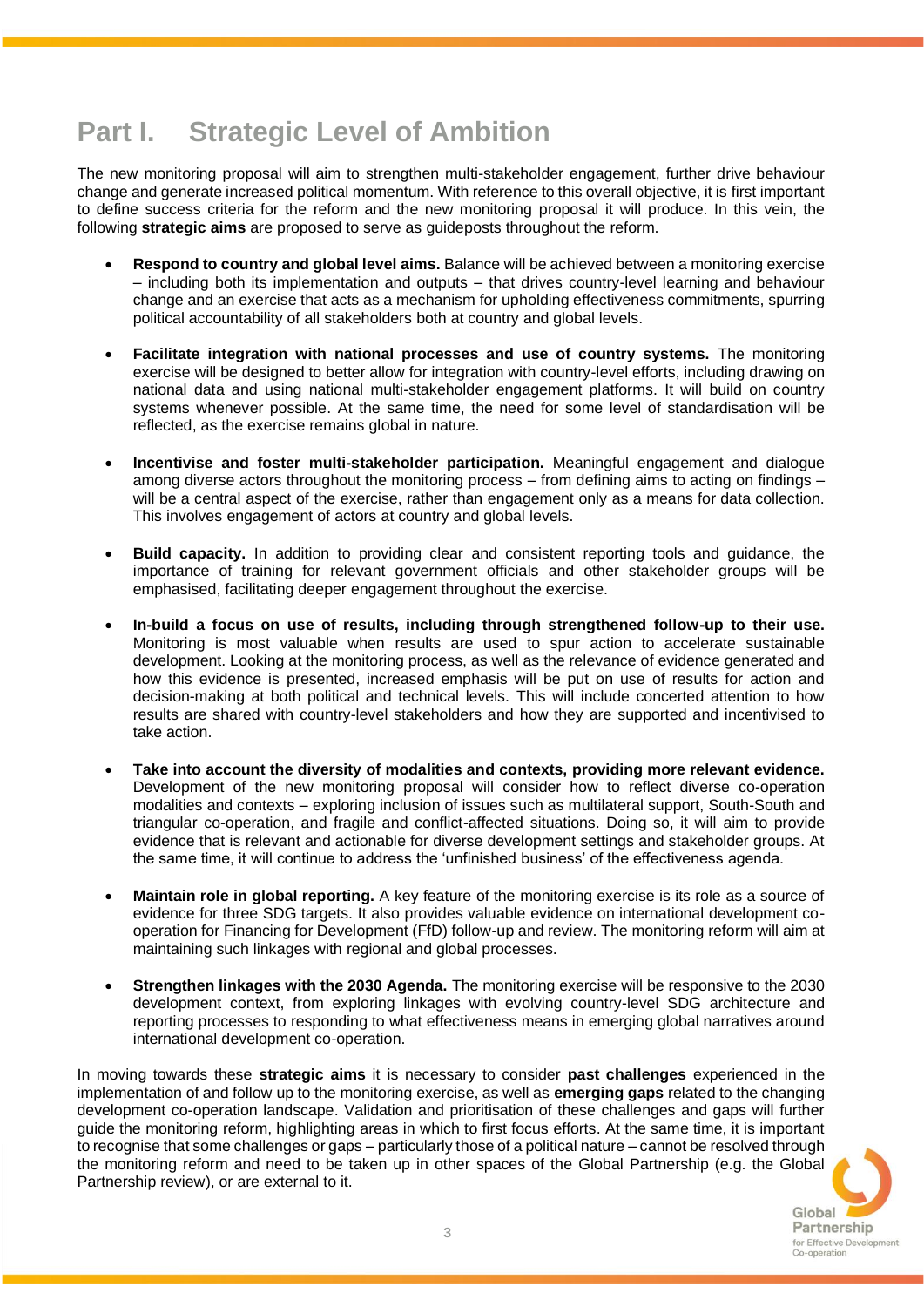# Part I. Strategic Level of Ambition

The new monitoring proposal will aim to strengthen multi-stakeholder engagement, further drive behaviour change and generate increased political momentum. With reference to this overall objective, it is first important to define success criteria for the reform and the new monitoring proposal it will produce. In this vein, the following **strategic aims** are proposed to serve as guideposts throughout the reform.

- **Respond to country and global level aims.** Balance will be achieved between a monitoring exercise – including both its implementation and outputs – that drives country-level learning and behaviour change and an exercise that acts as a mechanism for upholding effectiveness commitments, spurring political accountability of all stakeholders both at country and global levels.

- **Facilitate integration with national processes and use of country systems.** The monitoring exercise will be designed to better allow for integration with country-level efforts, including drawing on national data and using national multi-stakeholder engagement platforms. It will build on country systems whenever possible. At the same time, the need for some level of standardisation will be reflected, as the exercise remains global in nature.

- **Incentivise and foster multi-stakeholder participation.** Meaningful engagement and dialogue among diverse actors throughout the monitoring process – from defining aims to acting on findings – will be a central aspect of the exercise, rather than engagement only as a means for data collection. This involves engagement of actors at country and global levels.

- **Build capacity.** In addition to providing clear and consistent reporting tools and guidance, the importance of training for relevant government officials and other stakeholder groups will be emphasised, facilitating deeper engagement throughout the exercise.

- **In-build a focus on use of results, including through strengthened follow-up to their use.** Monitoring is most valuable when results are used to spur action to accelerate sustainable development. Looking at the monitoring process, as well as the relevance of evidence generated and how this evidence is presented, increased emphasis will be put on use of results for action and decision-making at both political and technical levels. This will include concerted attention to how results are shared with country-level stakeholders and how they are supported and incentivised to take action.

- **Take into account the diversity of modalities and contexts, providing more relevant evidence.** Development of the new monitoring proposal will consider how to reflect diverse co-operation modalities and contexts – exploring inclusion of issues such as multilateral support, South-South and triangular co-operation, and fragile and conflict-affected situations. Doing so, it will aim to provide evidence that is relevant and actionable for diverse development settings and stakeholder groups. At the same time, it will continue to address the 'unfinished business' of the effectiveness agenda.

- **Maintain role in global reporting.** A key feature of the monitoring exercise is its role as a source of evidence for three SDG targets. It also provides valuable evidence on international development co-operation for Financing for Development (FfD) follow-up and review. The monitoring reform will aim at maintaining such linkages with regional and global processes.

- **Strengthen linkages with the 2030 Agenda.** The monitoring exercise will be responsive to the 2030 development context, from exploring linkages with evolving country-level SDG architecture and reporting processes to responding to what effectiveness means in emerging global narratives around international development co-operation.

In moving towards these **strategic aims** it is necessary to consider **past challenges** experienced in the implementation of and follow up to the monitoring exercise, as well as **emerging gaps** related to the changing development co-operation landscape. Validation and prioritisation of these challenges and gaps will further guide the monitoring reform, highlighting areas in which to first focus efforts. At the same time, it is important to recognise that some challenges or gaps – particularly those of a political nature – cannot be resolved through the monitoring reform and need to be taken up in other spaces of the Global Partnership (e.g. the Global Partnership review), or are external to it.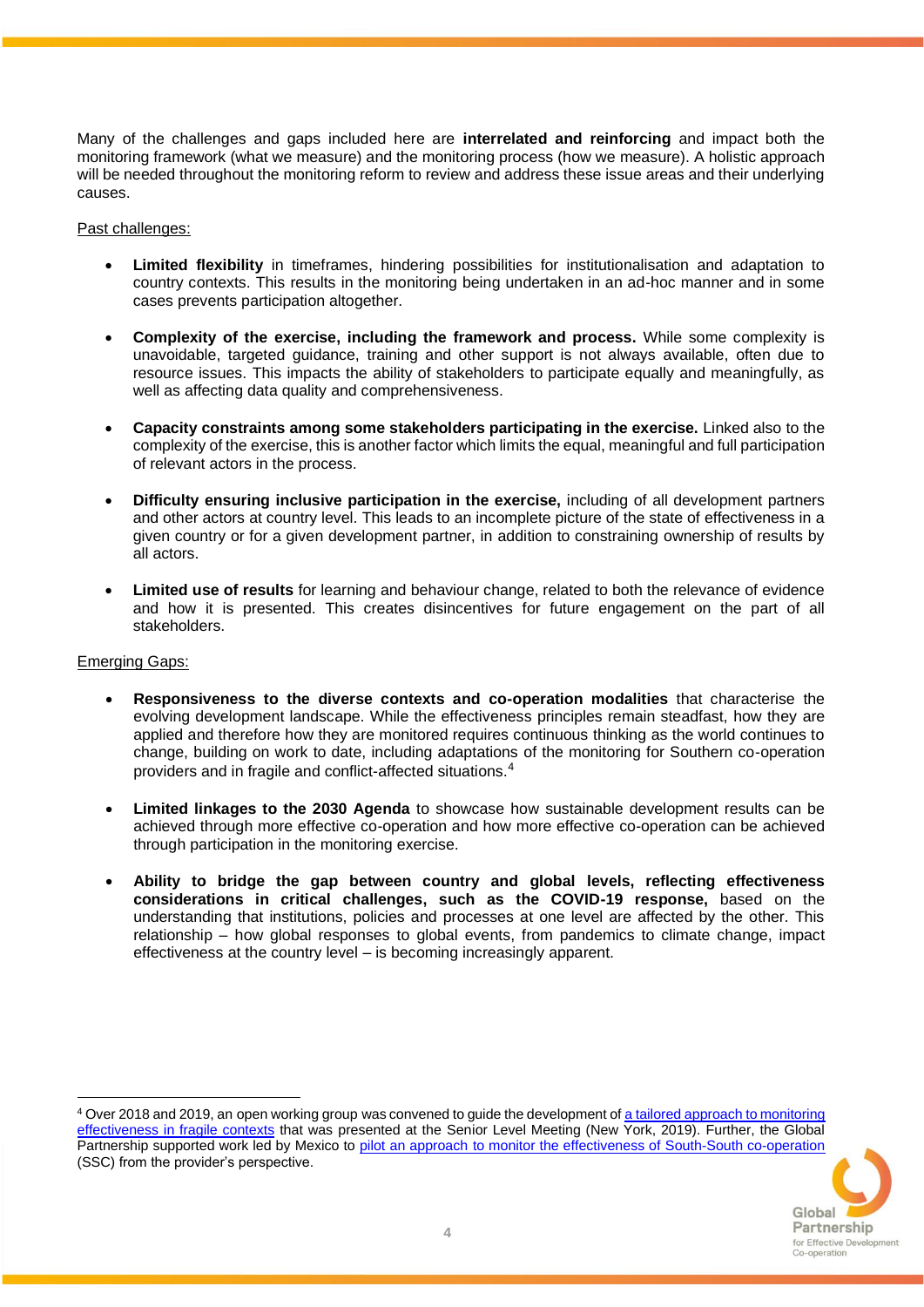Many of the challenges and gaps included here are **interrelated and reinforcing** and impact both the monitoring framework (what we measure) and the monitoring process (how we measure). A holistic approach will be needed throughout the monitoring reform to review and address these issue areas and their underlying causes.

Past challenges:

- **Limited flexibility** in timeframes, hindering possibilities for institutionalisation and adaptation to country contexts. This results in the monitoring being undertaken in an ad-hoc manner and in some cases prevents participation altogether.

- **Complexity of the exercise, including the framework and process.** While some complexity is unavoidable, targeted guidance, training and other support is not always available, often due to resource issues. This impacts the ability of stakeholders to participate equally and meaningfully, as well as affecting data quality and comprehensiveness.

- **Capacity constraints among some stakeholders participating in the exercise.** Linked also to the complexity of the exercise, this is another factor which limits the equal, meaningful and full participation of relevant actors in the process.

- **Difficulty ensuring inclusive participation in the exercise,** including of all development partners and other actors at country level. This leads to an incomplete picture of the state of effectiveness in a given country or for a given development partner, in addition to constraining ownership of results by all actors.

- **Limited use of results** for learning and behaviour change, related to both the relevance of evidence and how it is presented. This creates disincentives for future engagement on the part of all stakeholders.

Emerging Gaps:

- **Responsiveness to the diverse contexts and co-operation modalities** that characterise the evolving development landscape. While the effectiveness principles remain steadfast, how they are applied and therefore how they are monitored requires continuous thinking as the world continues to change, building on work to date, including adaptations of the monitoring for Southern co-operation providers and in fragile and conflict-affected situations.[4]

- **Limited linkages to the 2030 Agenda** to showcase how sustainable development results can be achieved through more effective co-operation and how more effective co-operation can be achieved through participation in the monitoring exercise.

- **Ability to bridge the gap between country and global levels, reflecting effectiveness considerations in critical challenges, such as the COVID-19 response,** based on the understanding that institutions, policies and processes at one level are affected by the other. This relationship – how global responses to global events, from pandemics to climate change, impact effectiveness at the country level – is becoming increasingly apparent.

---

[4] Over 2018 and 2019, an open working group was convened to guide the development of a tailored approach to monitoring effectiveness in fragile contexts that was presented at the Senior Level Meeting (New York, 2019). Further, the Global Partnership supported work led by Mexico to pilot an approach to monitor the effectiveness of South-South co-operation (SSC) from the provider's perspective.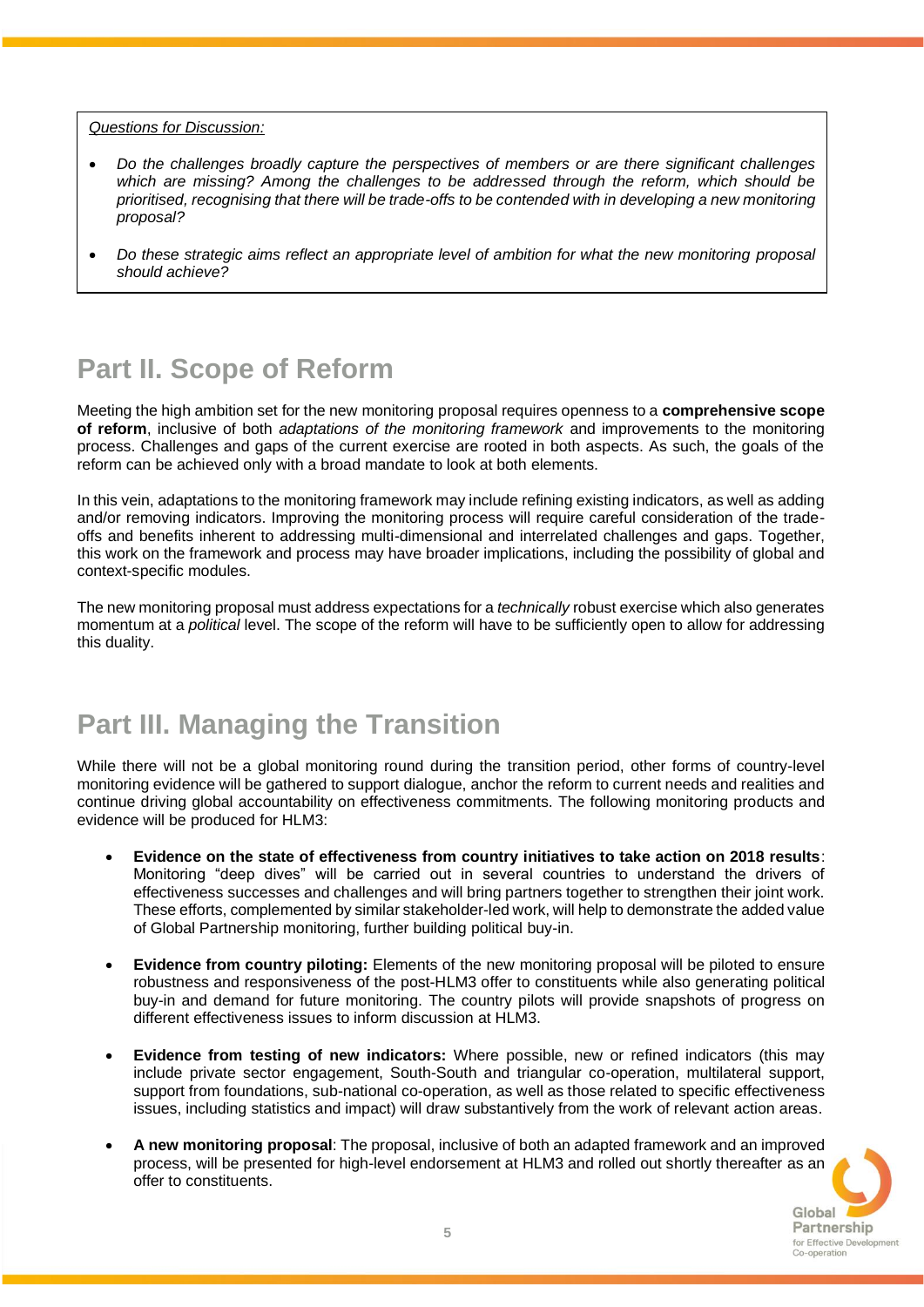*Questions for Discussion:*

- *Do the challenges broadly capture the perspectives of members or are there significant challenges which are missing? Among the challenges to be addressed through the reform, which should be prioritised, recognising that there will be trade-offs to be contended with in developing a new monitoring proposal?*
- *Do these strategic aims reflect an appropriate level of ambition for what the new monitoring proposal should achieve?*

## Part II. Scope of Reform

Meeting the high ambition set for the new monitoring proposal requires openness to a **comprehensive scope of reform**, inclusive of both *adaptations of the monitoring framework* and improvements to the monitoring process. Challenges and gaps of the current exercise are rooted in both aspects. As such, the goals of the reform can be achieved only with a broad mandate to look at both elements.

In this vein, adaptations to the monitoring framework may include refining existing indicators, as well as adding and/or removing indicators. Improving the monitoring process will require careful consideration of the trade-offs and benefits inherent to addressing multi-dimensional and interrelated challenges and gaps. Together, this work on the framework and process may have broader implications, including the possibility of global and context-specific modules.

The new monitoring proposal must address expectations for a *technically* robust exercise which also generates momentum at a *political* level. The scope of the reform will have to be sufficiently open to allow for addressing this duality.

## Part III. Managing the Transition

While there will not be a global monitoring round during the transition period, other forms of country-level monitoring evidence will be gathered to support dialogue, anchor the reform to current needs and realities and continue driving global accountability on effectiveness commitments. The following monitoring products and evidence will be produced for HLM3:

- **Evidence on the state of effectiveness from country initiatives to take action on 2018 results**: Monitoring "deep dives" will be carried out in several countries to understand the drivers of effectiveness successes and challenges and will bring partners together to strengthen their joint work. These efforts, complemented by similar stakeholder-led work, will help to demonstrate the added value of Global Partnership monitoring, further building political buy-in.
- **Evidence from country piloting:** Elements of the new monitoring proposal will be piloted to ensure robustness and responsiveness of the post-HLM3 offer to constituents while also generating political buy-in and demand for future monitoring. The country pilots will provide snapshots of progress on different effectiveness issues to inform discussion at HLM3.
- **Evidence from testing of new indicators:** Where possible, new or refined indicators (this may include private sector engagement, South-South and triangular co-operation, multilateral support, support from foundations, sub-national co-operation, as well as those related to specific effectiveness issues, including statistics and impact) will draw substantively from the work of relevant action areas.
- **A new monitoring proposal**: The proposal, inclusive of both an adapted framework and an improved process, will be presented for high-level endorsement at HLM3 and rolled out shortly thereafter as an offer to constituents.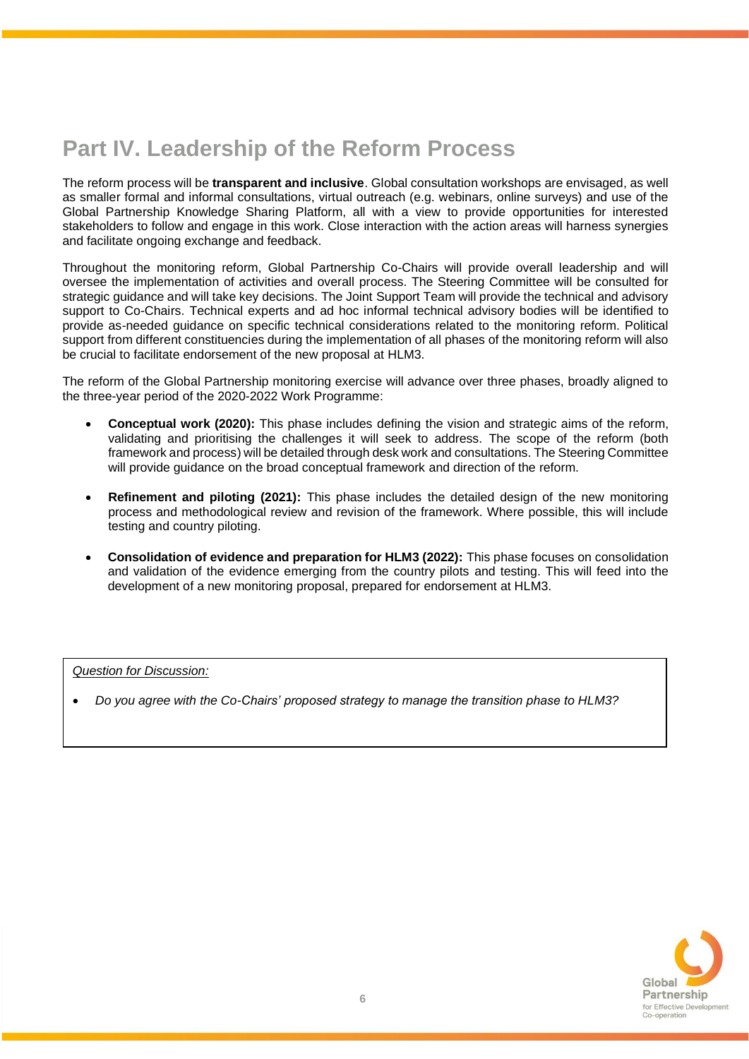# Part IV. Leadership of the Reform Process

The reform process will be **transparent and inclusive**. Global consultation workshops are envisaged, as well as smaller formal and informal consultations, virtual outreach (e.g. webinars, online surveys) and use of the Global Partnership Knowledge Sharing Platform, all with a view to provide opportunities for interested stakeholders to follow and engage in this work. Close interaction with the action areas will harness synergies and facilitate ongoing exchange and feedback.

Throughout the monitoring reform, Global Partnership Co-Chairs will provide overall leadership and will oversee the implementation of activities and overall process. The Steering Committee will be consulted for strategic guidance and will take key decisions. The Joint Support Team will provide the technical and advisory support to Co-Chairs. Technical experts and ad hoc informal technical advisory bodies will be identified to provide as-needed guidance on specific technical considerations related to the monitoring reform. Political support from different constituencies during the implementation of all phases of the monitoring reform will also be crucial to facilitate endorsement of the new proposal at HLM3.

The reform of the Global Partnership monitoring exercise will advance over three phases, broadly aligned to the three-year period of the 2020-2022 Work Programme:

- **Conceptual work (2020):** This phase includes defining the vision and strategic aims of the reform, validating and prioritising the challenges it will seek to address. The scope of the reform (both framework and process) will be detailed through desk work and consultations. The Steering Committee will provide guidance on the broad conceptual framework and direction of the reform.

- **Refinement and piloting (2021):** This phase includes the detailed design of the new monitoring process and methodological review and revision of the framework. Where possible, this will include testing and country piloting.

- **Consolidation of evidence and preparation for HLM3 (2022):** This phase focuses on consolidation and validation of the evidence emerging from the country pilots and testing. This will feed into the development of a new monitoring proposal, prepared for endorsement at HLM3.

*Question for Discussion:*

- *Do you agree with the Co-Chairs' proposed strategy to manage the transition phase to HLM3?*